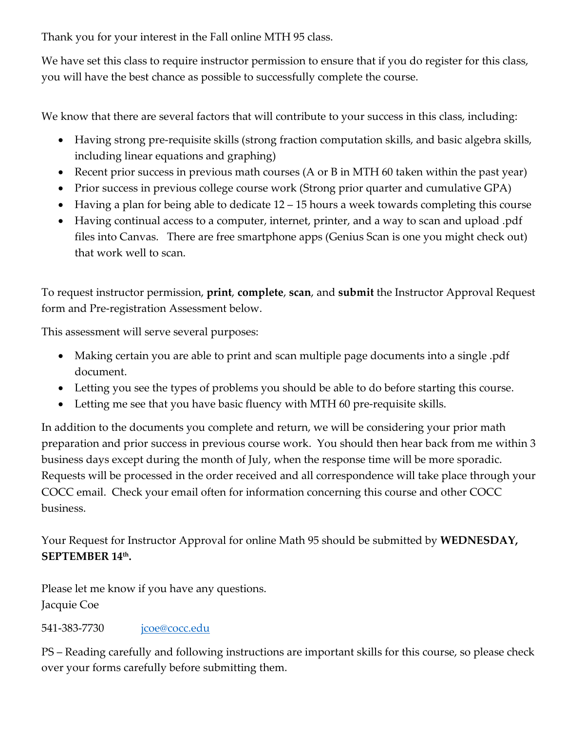Thank you for your interest in the Fall online MTH 95 class.

We have set this class to require instructor permission to ensure that if you do register for this class, you will have the best chance as possible to successfully complete the course.

We know that there are several factors that will contribute to your success in this class, including:

- Having strong pre-requisite skills (strong fraction computation skills, and basic algebra skills, including linear equations and graphing)
- Recent prior success in previous math courses (A or B in MTH 60 taken within the past year)
- Prior success in previous college course work (Strong prior quarter and cumulative GPA)
- Having a plan for being able to dedicate 12 – 15 hours a week towards completing this course
- Having continual access to a computer, internet, printer, and a way to scan and upload .pdf files into Canvas. There are free smartphone apps (Genius Scan is one you might check out) that work well to scan.

To request instructor permission, **print**, **complete**, **scan**, and **submit** the Instructor Approval Request form and Pre-registration Assessment below.

This assessment will serve several purposes:

- Making certain you are able to print and scan multiple page documents into a single .pdf document.
- Letting you see the types of problems you should be able to do before starting this course.
- Letting me see that you have basic fluency with MTH 60 pre-requisite skills.

In addition to the documents you complete and return, we will be considering your prior math preparation and prior success in previous course work. You should then hear back from me within 3 business days except during the month of July, when the response time will be more sporadic. Requests will be processed in the order received and all correspondence will take place through your COCC email. Check your email often for information concerning this course and other COCC business.

Your Request for Instructor Approval for online Math 95 should be submitted by **WEDNESDAY, SEPTEMBER 14th.**

Please let me know if you have any questions.
Jacquie Coe

541-383-7730 jcoe@cocc.edu

PS – Reading carefully and following instructions are important skills for this course, so please check over your forms carefully before submitting them.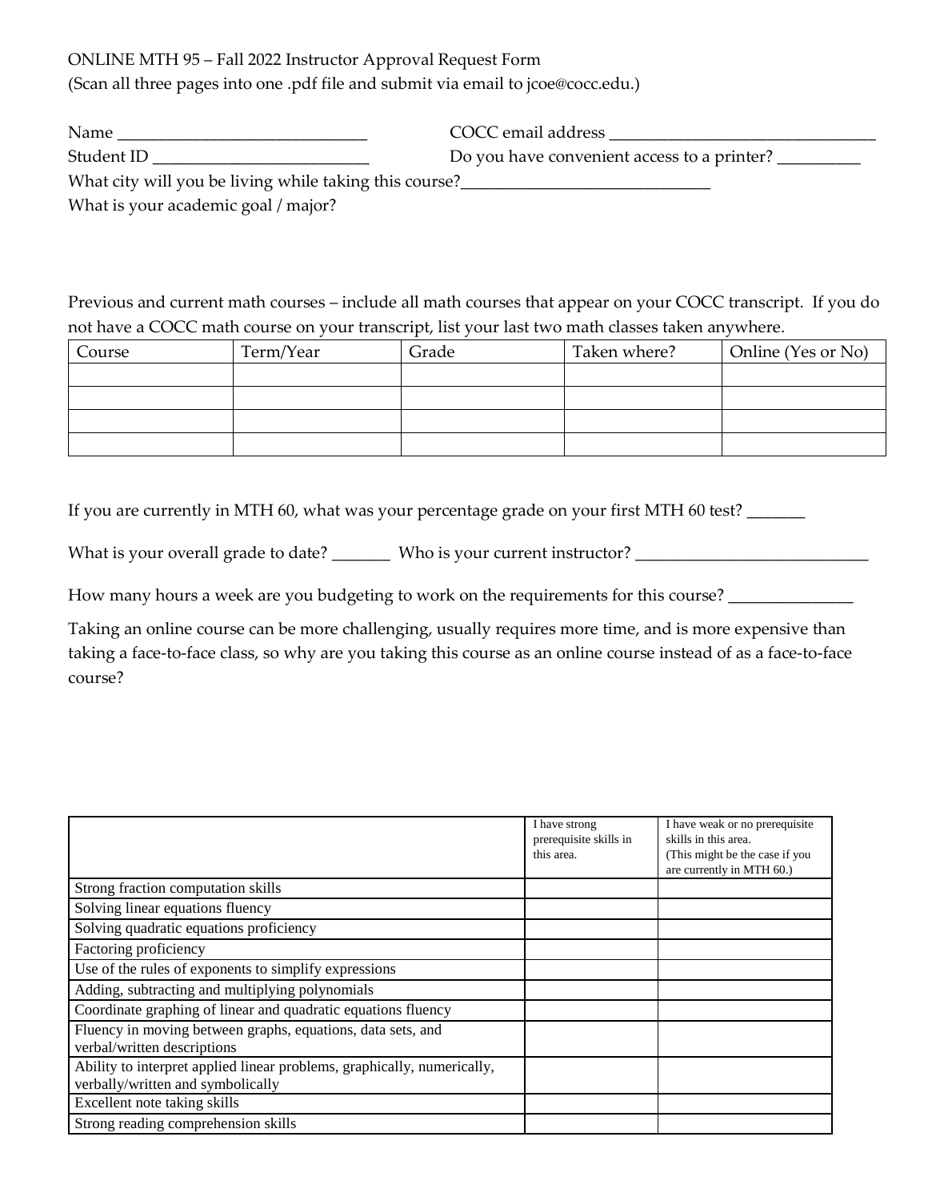ONLINE MTH 95 – Fall 2022 Instructor Approval Request Form
(Scan all three pages into one .pdf file and submit via email to jcoe@cocc.edu.)

Name ______________________________ COCC email address ________________________________

Student ID __________________________ Do you have convenient access to a printer? __________

What city will you be living while taking this course?______________________________

What is your academic goal / major?

Previous and current math courses – include all math courses that appear on your COCC transcript. If you do not have a COCC math course on your transcript, list your last two math classes taken anywhere.

| Course | Term/Year | Grade | Taken where? | Online (Yes or No) |
|---|---|---|---|---|
| | | | | |
| | | | | |
| | | | | |
| | | | | |

If you are currently in MTH 60, what was your percentage grade on your first MTH 60 test? _______

What is your overall grade to date? _______ Who is your current instructor? ____________________________

How many hours a week are you budgeting to work on the requirements for this course? _______________

Taking an online course can be more challenging, usually requires more time, and is more expensive than taking a face-to-face class, so why are you taking this course as an online course instead of as a face-to-face course?

| | I have strong prerequisite skills in this area. | I have weak or no prerequisite skills in this area. (This might be the case if you are currently in MTH 60.) |
|---|---|---|
| Strong fraction computation skills | | |
| Solving linear equations fluency | | |
| Solving quadratic equations proficiency | | |
| Factoring proficiency | | |
| Use of the rules of exponents to simplify expressions | | |
| Adding, subtracting and multiplying polynomials | | |
| Coordinate graphing of linear and quadratic equations fluency | | |
| Fluency in moving between graphs, equations, data sets, and verbal/written descriptions | | |
| Ability to interpret applied linear problems, graphically, numerically, verbally/written and symbolically | | |
| Excellent note taking skills | | |
| Strong reading comprehension skills | | |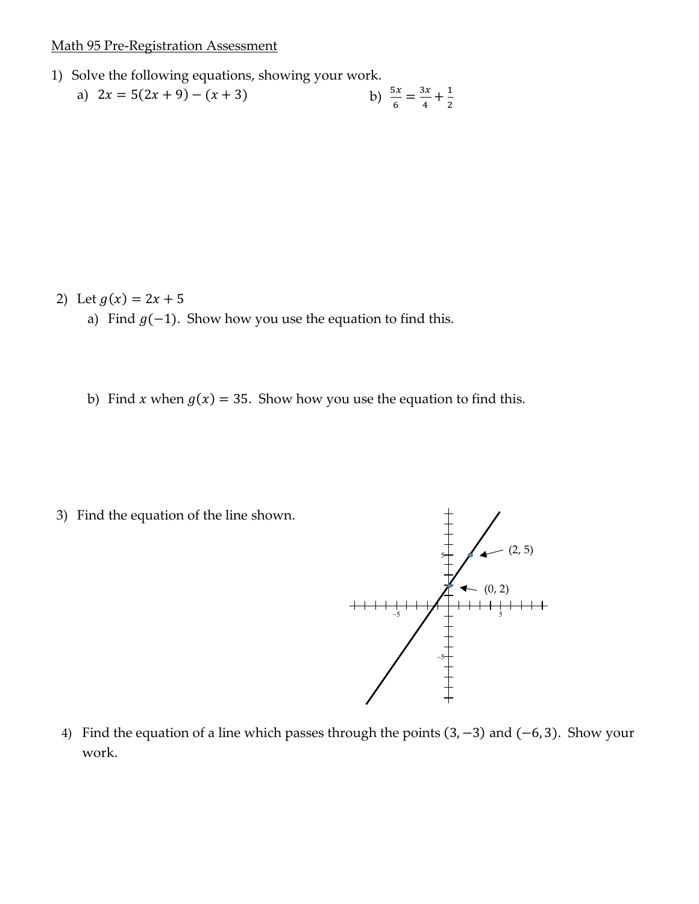Math 95 Pre-Registration Assessment

1) Solve the following equations, showing your work.

   a) $2x = 5(2x + 9) - (x + 3)$

   b) $\frac{5x}{6} = \frac{3x}{4} + \frac{1}{2}$

2) Let $g(x) = 2x + 5$

   a) Find $g(-1)$. Show how you use the equation to find this.

   b) Find $x$ when $g(x) = 35$. Show how you use the equation to find this.

3) Find the equation of the line shown.

(2, 5)

(0, 2)

5

−5

5

−5

4) Find the equation of a line which passes through the points $(3, -3)$ and $(-6, 3)$. Show your work.